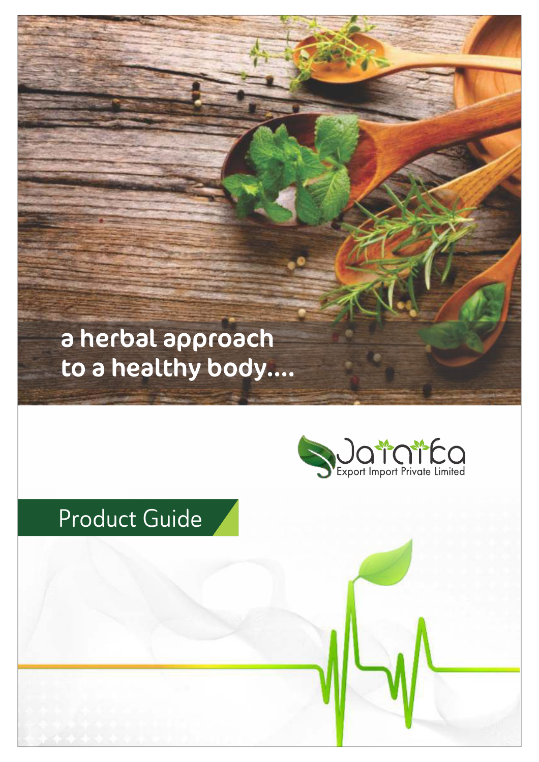a herbal approach
to a healthy body....

Jaraika
Export Import Private Limited

# Product Guide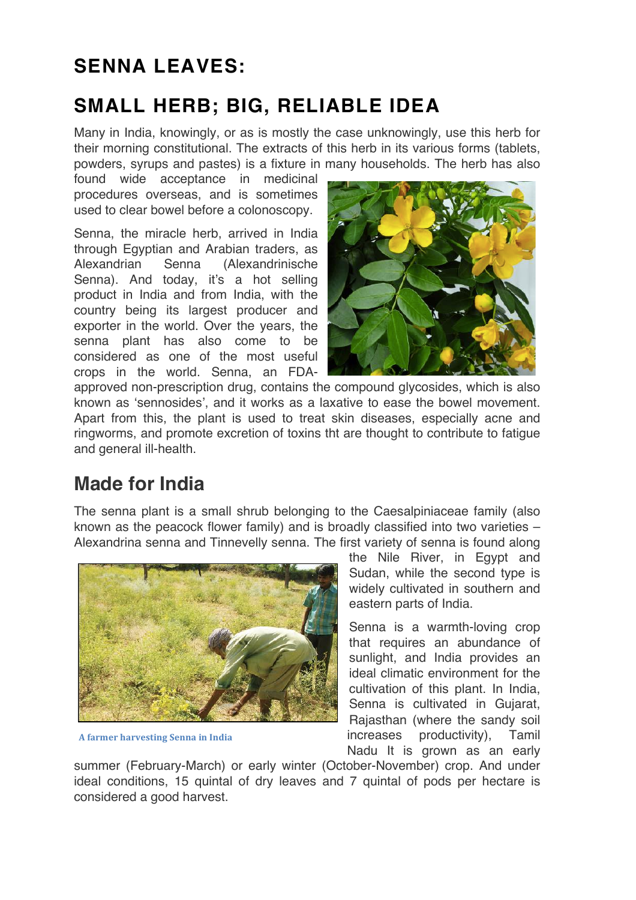# SENNA LEAVES:

# SMALL HERB; BIG, RELIABLE IDEA

Many in India, knowingly, or as is mostly the case unknowingly, use this herb for their morning constitutional. The extracts of this herb in its various forms (tablets, powders, syrups and pastes) is a fixture in many households. The herb has also found wide acceptance in medicinal procedures overseas, and is sometimes used to clear bowel before a colonoscopy.

Senna, the miracle herb, arrived in India through Egyptian and Arabian traders, as Alexandrian Senna (Alexandrinische Senna). And today, it's a hot selling product in India and from India, with the country being its largest producer and exporter in the world. Over the years, the senna plant has also come to be considered as one of the most useful crops in the world. Senna, an FDA-approved non-prescription drug, contains the compound glycosides, which is also known as 'sennosides', and it works as a laxative to ease the bowel movement. Apart from this, the plant is used to treat skin diseases, especially acne and ringworms, and promote excretion of toxins tht are thought to contribute to fatigue and general ill-health.

## Made for India

The senna plant is a small shrub belonging to the Caesalpiniaceae family (also known as the peacock flower family) and is broadly classified into two varieties – Alexandrina senna and Tinnevelly senna. The first variety of senna is found along the Nile River, in Egypt and Sudan, while the second type is widely cultivated in southern and eastern parts of India.

A farmer harvesting Senna in India

Senna is a warmth-loving crop that requires an abundance of sunlight, and India provides an ideal climatic environment for the cultivation of this plant. In India, Senna is cultivated in Gujarat, Rajasthan (where the sandy soil increases productivity), Tamil Nadu It is grown as an early summer (February-March) or early winter (October-November) crop. And under ideal conditions, 15 quintal of dry leaves and 7 quintal of pods per hectare is considered a good harvest.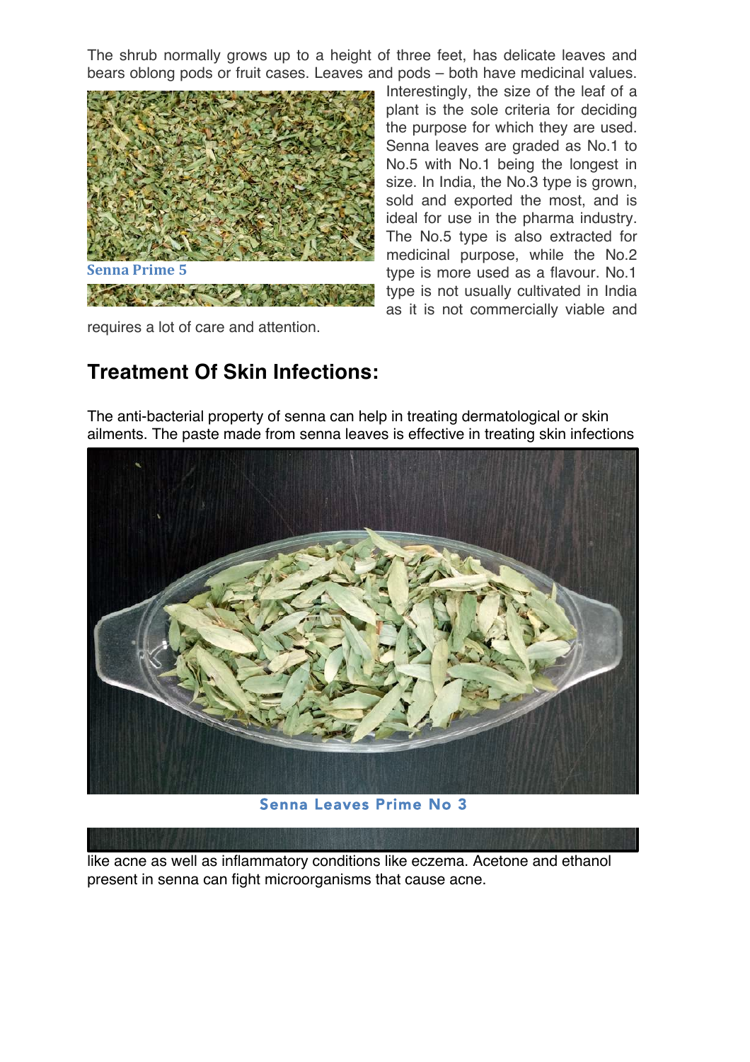The shrub normally grows up to a height of three feet, has delicate leaves and bears oblong pods or fruit cases. Leaves and pods – both have medicinal values. Interestingly, the size of the leaf of a plant is the sole criteria for deciding the purpose for which they are used. Senna leaves are graded as No.1 to No.5 with No.1 being the longest in size. In India, the No.3 type is grown, sold and exported the most, and is ideal for use in the pharma industry. The No.5 type is also extracted for medicinal purpose, while the No.2 type is more used as a flavour. No.1 type is not usually cultivated in India as it is not commercially viable and requires a lot of care and attention.

Senna Prime 5

## Treatment Of Skin Infections:

The anti-bacterial property of senna can help in treating dermatological or skin ailments. The paste made from senna leaves is effective in treating skin infections like acne as well as inflammatory conditions like eczema. Acetone and ethanol present in senna can fight microorganisms that cause acne.

Senna Leaves Prime No 3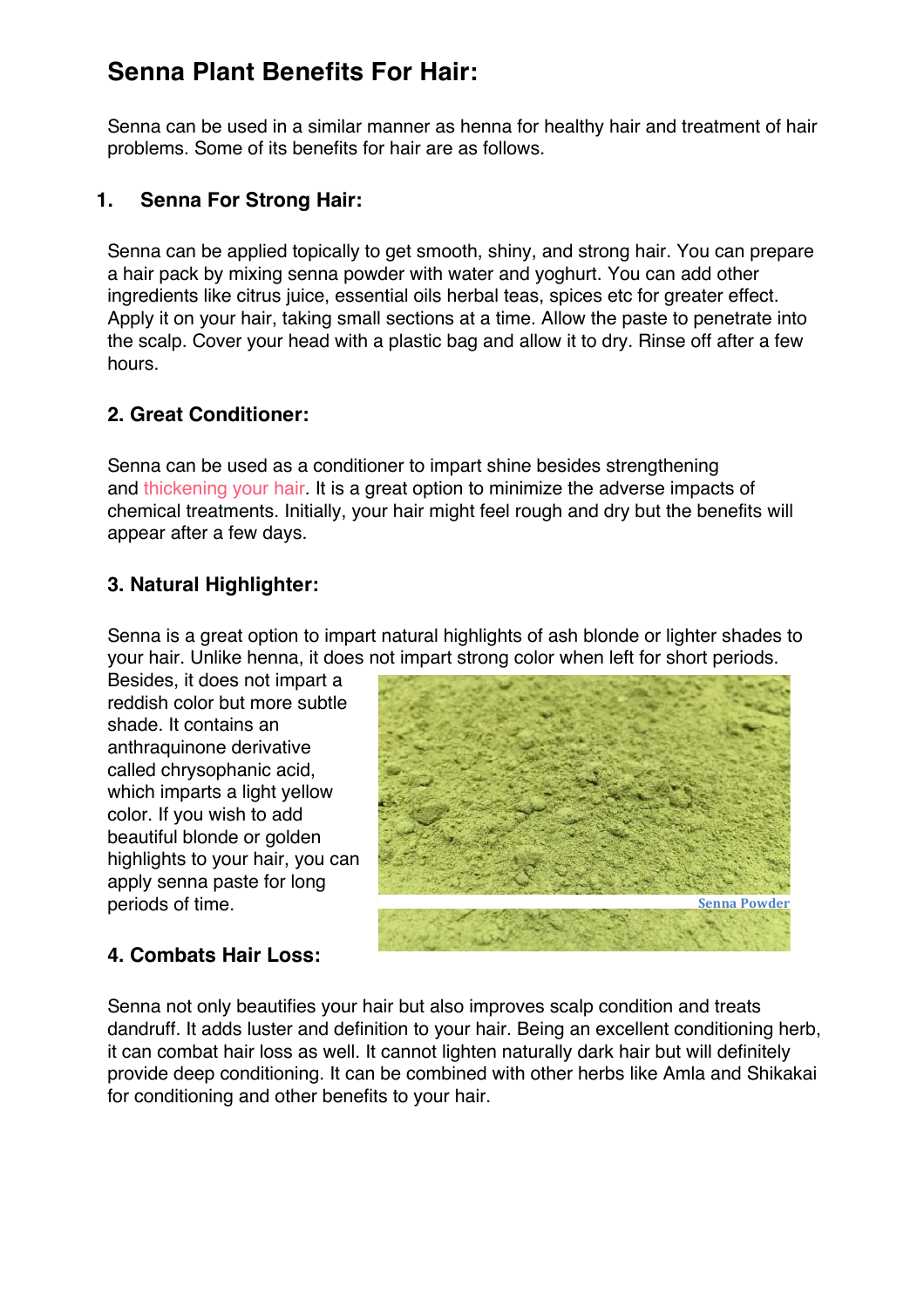# Senna Plant Benefits For Hair:

Senna can be used in a similar manner as henna for healthy hair and treatment of hair problems. Some of its benefits for hair are as follows.

## 1. Senna For Strong Hair:

Senna can be applied topically to get smooth, shiny, and strong hair. You can prepare a hair pack by mixing senna powder with water and yoghurt. You can add other ingredients like citrus juice, essential oils herbal teas, spices etc for greater effect. Apply it on your hair, taking small sections at a time. Allow the paste to penetrate into the scalp. Cover your head with a plastic bag and allow it to dry. Rinse off after a few hours.

## 2. Great Conditioner:

Senna can be used as a conditioner to impart shine besides strengthening and thickening your hair. It is a great option to minimize the adverse impacts of chemical treatments. Initially, your hair might feel rough and dry but the benefits will appear after a few days.

## 3. Natural Highlighter:

Senna is a great option to impart natural highlights of ash blonde or lighter shades to your hair. Unlike henna, it does not impart strong color when left for short periods. Besides, it does not impart a reddish color but more subtle shade. It contains an anthraquinone derivative called chrysophanic acid, which imparts a light yellow color. If you wish to add beautiful blonde or golden highlights to your hair, you can apply senna paste for long periods of time.

Senna Powder

## 4. Combats Hair Loss:

Senna not only beautifies your hair but also improves scalp condition and treats dandruff. It adds luster and definition to your hair. Being an excellent conditioning herb, it can combat hair loss as well. It cannot lighten naturally dark hair but will definitely provide deep conditioning. It can be combined with other herbs like Amla and Shikakai for conditioning and other benefits to your hair.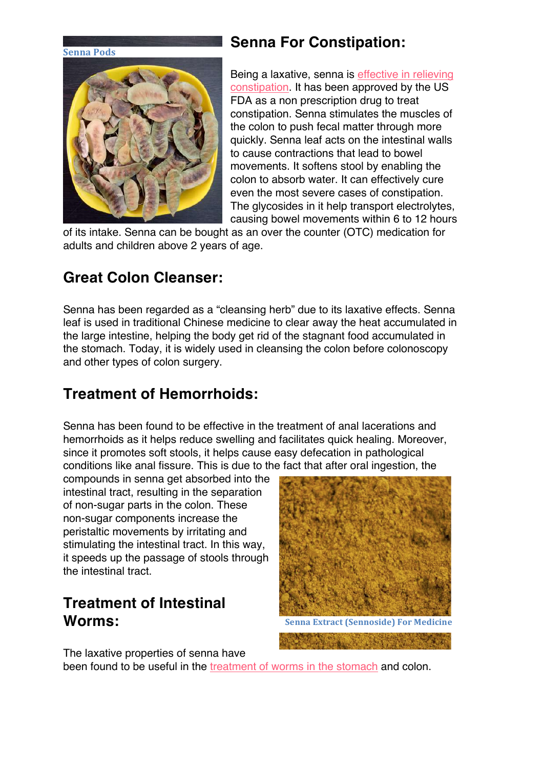Senna Pods

## Senna For Constipation:

Being a laxative, senna is effective in relieving constipation. It has been approved by the US FDA as a non prescription drug to treat constipation. Senna stimulates the muscles of the colon to push fecal matter through more quickly. Senna leaf acts on the intestinal walls to cause contractions that lead to bowel movements. It softens stool by enabling the colon to absorb water. It can effectively cure even the most severe cases of constipation. The glycosides in it help transport electrolytes, causing bowel movements within 6 to 12 hours of its intake. Senna can be bought as an over the counter (OTC) medication for adults and children above 2 years of age.

## Great Colon Cleanser:

Senna has been regarded as a "cleansing herb" due to its laxative effects. Senna leaf is used in traditional Chinese medicine to clear away the heat accumulated in the large intestine, helping the body get rid of the stagnant food accumulated in the stomach. Today, it is widely used in cleansing the colon before colonoscopy and other types of colon surgery.

## Treatment of Hemorrhoids:

Senna has been found to be effective in the treatment of anal lacerations and hemorrhoids as it helps reduce swelling and facilitates quick healing. Moreover, since it promotes soft stools, it helps cause easy defecation in pathological conditions like anal fissure. This is due to the fact that after oral ingestion, the compounds in senna get absorbed into the intestinal tract, resulting in the separation of non-sugar parts in the colon. These non-sugar components increase the peristaltic movements by irritating and stimulating the intestinal tract. In this way, it speeds up the passage of stools through the intestinal tract.

Senna Extract (Sennoside) For Medicine

## Treatment of Intestinal Worms:

The laxative properties of senna have been found to be useful in the treatment of worms in the stomach and colon.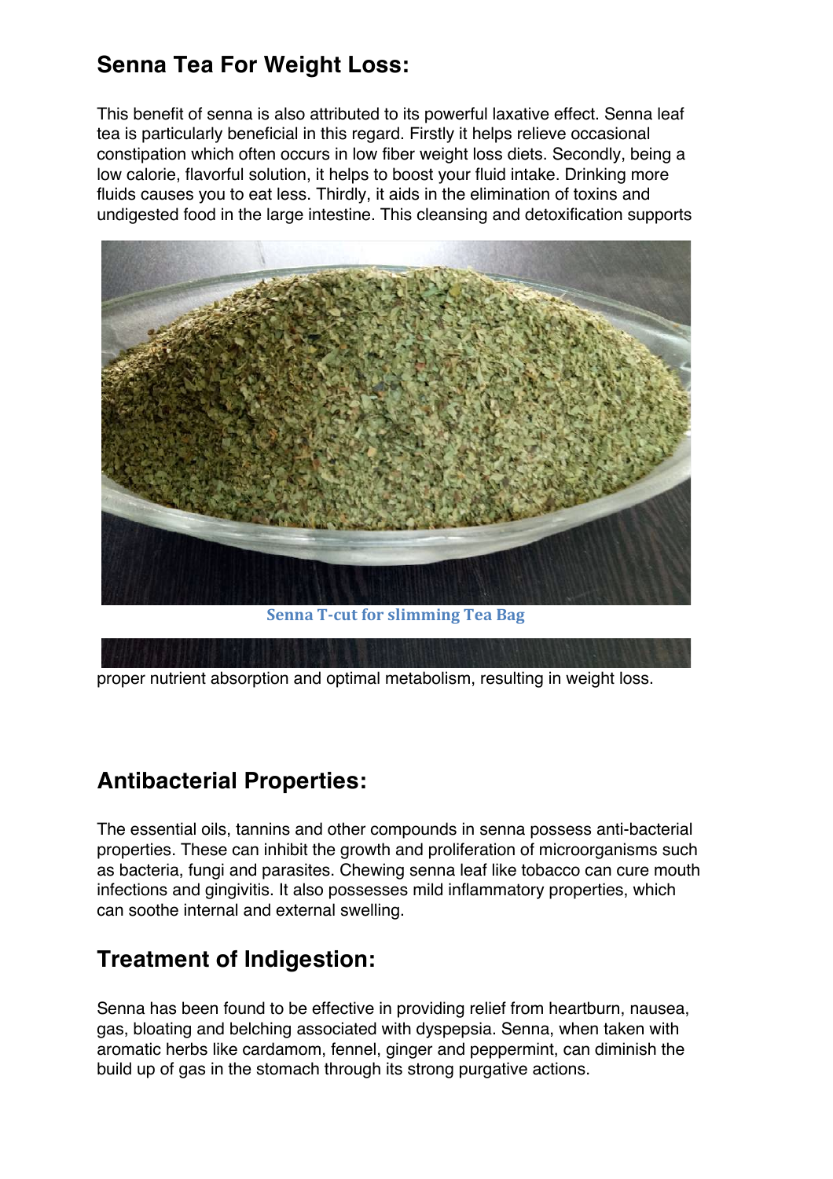## Senna Tea For Weight Loss:

This benefit of senna is also attributed to its powerful laxative effect. Senna leaf tea is particularly beneficial in this regard. Firstly it helps relieve occasional constipation which often occurs in low fiber weight loss diets. Secondly, being a low calorie, flavorful solution, it helps to boost your fluid intake. Drinking more fluids causes you to eat less. Thirdly, it aids in the elimination of toxins and undigested food in the large intestine. This cleansing and detoxification supports proper nutrient absorption and optimal metabolism, resulting in weight loss.

Senna T-cut for slimming Tea Bag

## Antibacterial Properties:

The essential oils, tannins and other compounds in senna possess anti-bacterial properties. These can inhibit the growth and proliferation of microorganisms such as bacteria, fungi and parasites. Chewing senna leaf like tobacco can cure mouth infections and gingivitis. It also possesses mild inflammatory properties, which can soothe internal and external swelling.

## Treatment of Indigestion:

Senna has been found to be effective in providing relief from heartburn, nausea, gas, bloating and belching associated with dyspepsia. Senna, when taken with aromatic herbs like cardamom, fennel, ginger and peppermint, can diminish the build up of gas in the stomach through its strong purgative actions.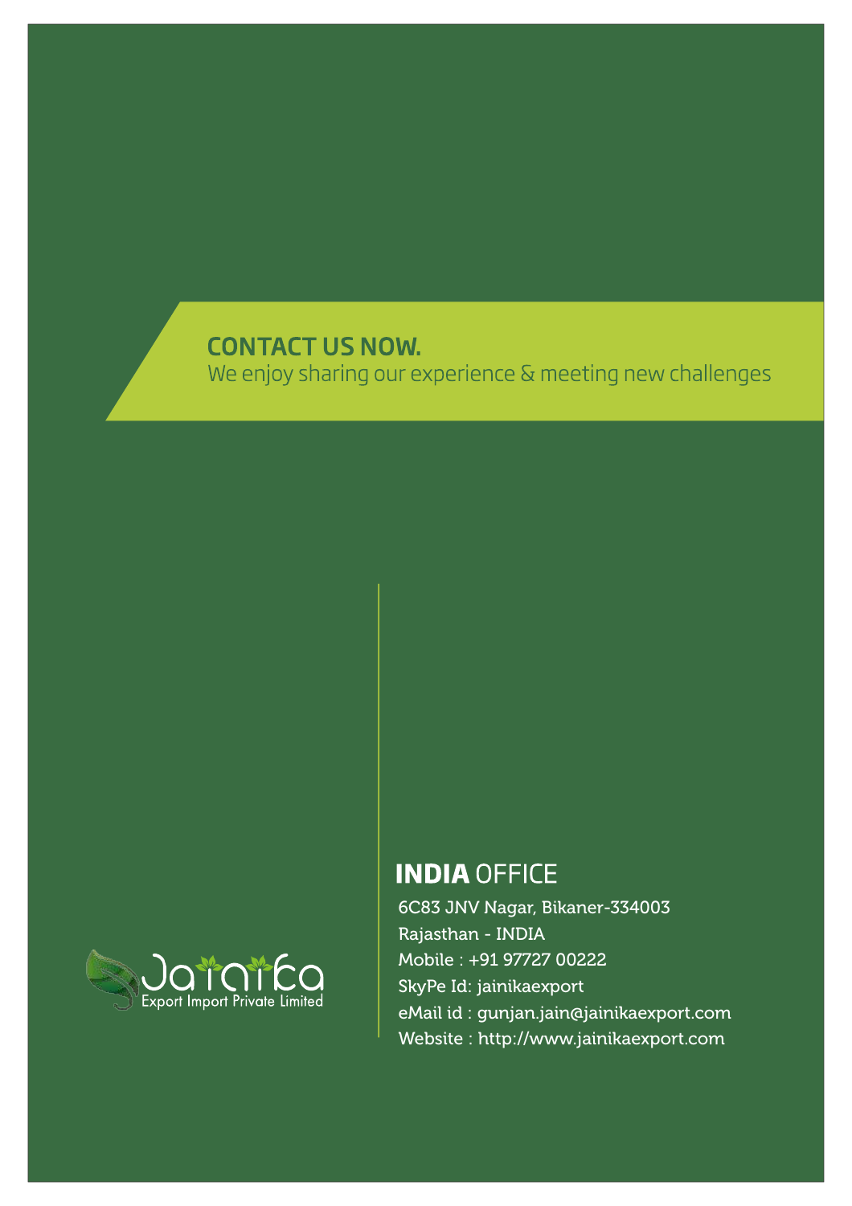## CONTACT US NOW.

We enjoy sharing our experience & meeting new challenges

Jainika
Export Import Private Limited

### INDIA OFFICE

6C83 JNV Nagar, Bikaner-334003
Rajasthan - INDIA
Mobile : +91 97727 00222
SkyPe Id: jainikaexport
eMail id : gunjan.jain@jainikaexport.com
Website : http://www.jainikaexport.com